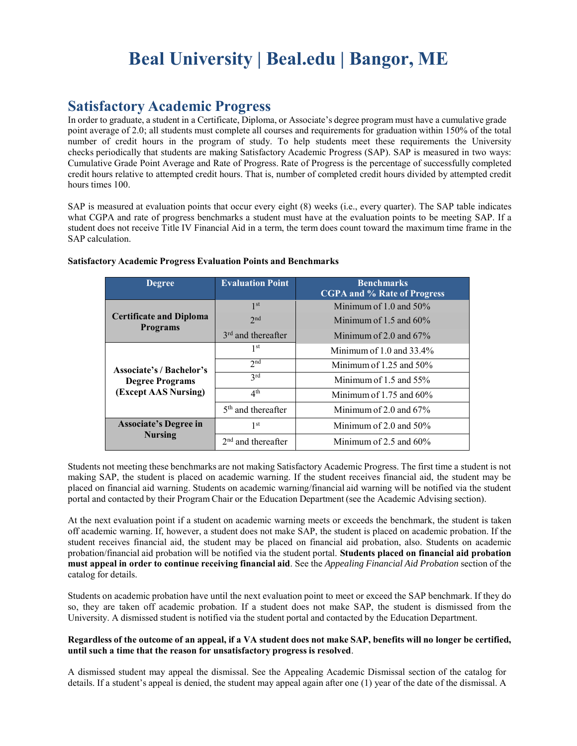# Beal University | Beal.edu | Bangor, ME

## Satisfactory Academic Progress

In order to graduate, a student in a Certificate, Diploma, or Associate's degree program must have a cumulative grade point average of 2.0; all students must complete all courses and requirements for graduation within 150% of the total number of credit hours in the program of study. To help students meet these requirements the University checks periodically that students are making Satisfactory Academic Progress (SAP). SAP is measured in two ways: Cumulative Grade Point Average and Rate of Progress. Rate of Progress is the percentage of successfully completed credit hours relative to attempted credit hours. That is, number of completed credit hours divided by attempted credit hours times 100.

SAP is measured at evaluation points that occur every eight (8) weeks (i.e., every quarter). The SAP table indicates what CGPA and rate of progress benchmarks a student must have at the evaluation points to be meeting SAP. If a student does not receive Title IV Financial Aid in a term, the term does count toward the maximum time frame in the SAP calculation.

**Satisfactory Academic Progress Evaluation Points and Benchmarks**

| Degree | Evaluation Point | Benchmarks CGPA and % Rate of Progress |
|---|---|---|
| **Certificate and Diploma Programs** | 1st | Minimum of 1.0 and 50% |
| | 2nd | Minimum of 1.5 and 60% |
| | 3rd and thereafter | Minimum of 2.0 and 67% |
| **Associate's / Bachelor's Degree Programs (Except AAS Nursing)** | 1st | Minimum of 1.0 and 33.4% |
| | 2nd | Minimum of 1.25 and 50% |
| | 3rd | Minimum of 1.5 and 55% |
| | 4th | Minimum of 1.75 and 60% |
| | 5th and thereafter | Minimum of 2.0 and 67% |
| **Associate's Degree in Nursing** | 1st | Minimum of 2.0 and 50% |
| | 2nd and thereafter | Minimum of 2.5 and 60% |

Students not meeting these benchmarks are not making Satisfactory Academic Progress. The first time a student is not making SAP, the student is placed on academic warning. If the student receives financial aid, the student may be placed on financial aid warning. Students on academic warning/financial aid warning will be notified via the student portal and contacted by their Program Chair or the Education Department (see the Academic Advising section).

At the next evaluation point if a student on academic warning meets or exceeds the benchmark, the student is taken off academic warning. If, however, a student does not make SAP, the student is placed on academic probation. If the student receives financial aid, the student may be placed on financial aid probation, also. Students on academic probation/financial aid probation will be notified via the student portal. **Students placed on financial aid probation must appeal in order to continue receiving financial aid**. See the *Appealing Financial Aid Probation* section of the catalog for details.

Students on academic probation have until the next evaluation point to meet or exceed the SAP benchmark. If they do so, they are taken off academic probation. If a student does not make SAP, the student is dismissed from the University. A dismissed student is notified via the student portal and contacted by the Education Department.

**Regardless of the outcome of an appeal, if a VA student does not make SAP, benefits will no longer be certified, until such a time that the reason for unsatisfactory progress is resolved**.

A dismissed student may appeal the dismissal. See the Appealing Academic Dismissal section of the catalog for details. If a student's appeal is denied, the student may appeal again after one (1) year of the date of the dismissal. A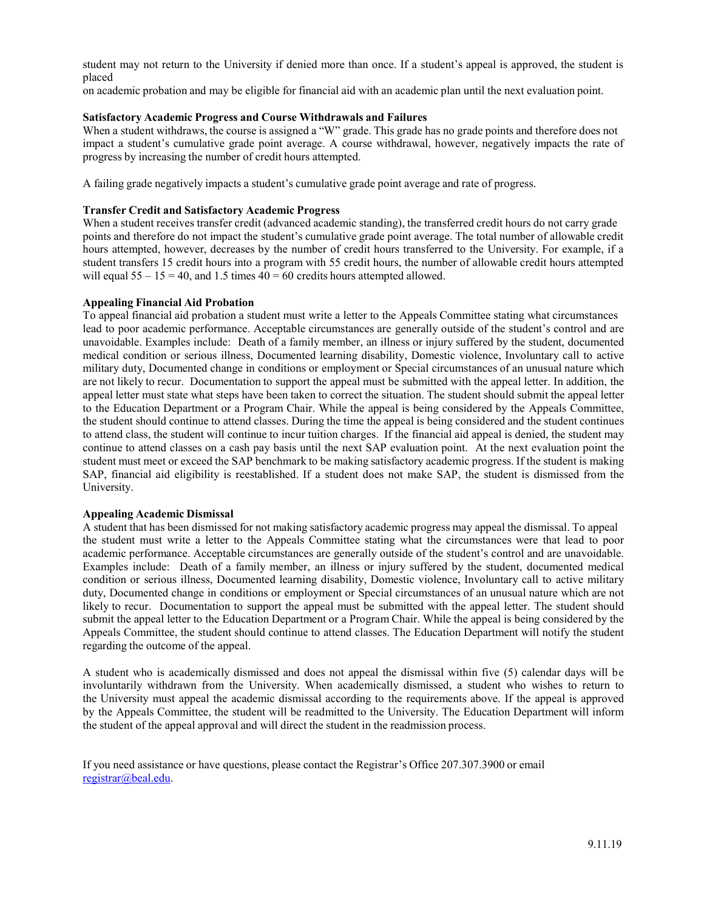student may not return to the University if denied more than once. If a student's appeal is approved, the student is placed
on academic probation and may be eligible for financial aid with an academic plan until the next evaluation point.

**Satisfactory Academic Progress and Course Withdrawals and Failures**

When a student withdraws, the course is assigned a "W" grade. This grade has no grade points and therefore does not impact a student's cumulative grade point average. A course withdrawal, however, negatively impacts the rate of progress by increasing the number of credit hours attempted.

A failing grade negatively impacts a student's cumulative grade point average and rate of progress.

**Transfer Credit and Satisfactory Academic Progress**

When a student receives transfer credit (advanced academic standing), the transferred credit hours do not carry grade points and therefore do not impact the student's cumulative grade point average. The total number of allowable credit hours attempted, however, decreases by the number of credit hours transferred to the University. For example, if a student transfers 15 credit hours into a program with 55 credit hours, the number of allowable credit hours attempted will equal $55 - 15 = 40$, and 1.5 times $40 = 60$ credits hours attempted allowed.

**Appealing Financial Aid Probation**

To appeal financial aid probation a student must write a letter to the Appeals Committee stating what circumstances lead to poor academic performance. Acceptable circumstances are generally outside of the student's control and are unavoidable. Examples include: Death of a family member, an illness or injury suffered by the student, documented medical condition or serious illness, Documented learning disability, Domestic violence, Involuntary call to active military duty, Documented change in conditions or employment or Special circumstances of an unusual nature which are not likely to recur. Documentation to support the appeal must be submitted with the appeal letter. In addition, the appeal letter must state what steps have been taken to correct the situation. The student should submit the appeal letter to the Education Department or a Program Chair. While the appeal is being considered by the Appeals Committee, the student should continue to attend classes. During the time the appeal is being considered and the student continues to attend class, the student will continue to incur tuition charges. If the financial aid appeal is denied, the student may continue to attend classes on a cash pay basis until the next SAP evaluation point. At the next evaluation point the student must meet or exceed the SAP benchmark to be making satisfactory academic progress. If the student is making SAP, financial aid eligibility is reestablished. If a student does not make SAP, the student is dismissed from the University.

**Appealing Academic Dismissal**

A student that has been dismissed for not making satisfactory academic progress may appeal the dismissal. To appeal the student must write a letter to the Appeals Committee stating what the circumstances were that lead to poor academic performance. Acceptable circumstances are generally outside of the student's control and are unavoidable. Examples include: Death of a family member, an illness or injury suffered by the student, documented medical condition or serious illness, Documented learning disability, Domestic violence, Involuntary call to active military duty, Documented change in conditions or employment or Special circumstances of an unusual nature which are not likely to recur. Documentation to support the appeal must be submitted with the appeal letter. The student should submit the appeal letter to the Education Department or a Program Chair. While the appeal is being considered by the Appeals Committee, the student should continue to attend classes. The Education Department will notify the student regarding the outcome of the appeal.

A student who is academically dismissed and does not appeal the dismissal within five (5) calendar days will be involuntarily withdrawn from the University. When academically dismissed, a student who wishes to return to the University must appeal the academic dismissal according to the requirements above. If the appeal is approved by the Appeals Committee, the student will be readmitted to the University. The Education Department will inform the student of the appeal approval and will direct the student in the readmission process.

If you need assistance or have questions, please contact the Registrar's Office 207.307.3900 or email registrar@beal.edu.

9.11.19